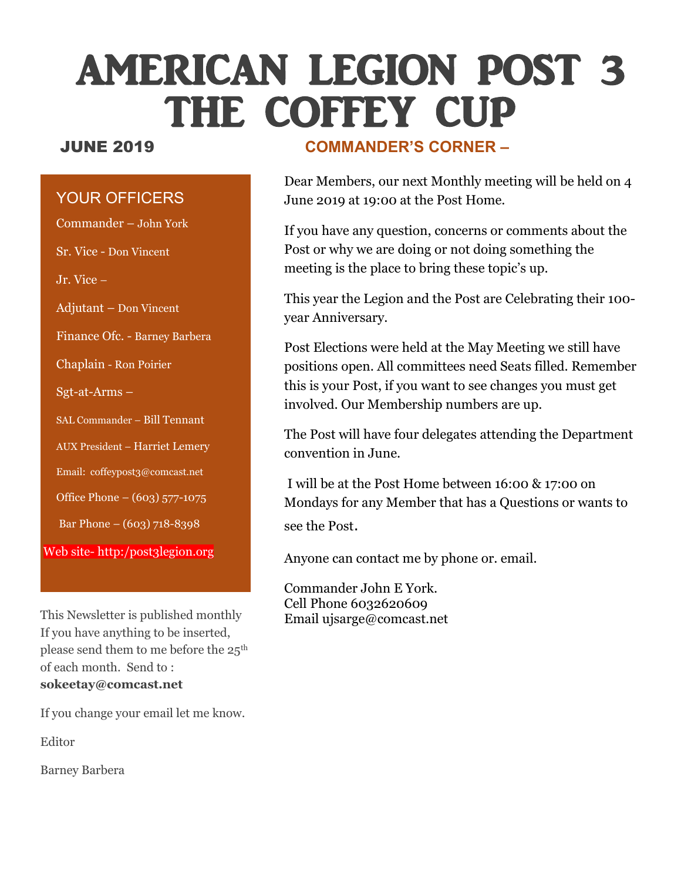# AMERICAN LEGION POST 3
# THE COFFEY CUP

**JUNE 2019**

## YOUR OFFICERS

Commander – John York

Sr. Vice - Don Vincent

Jr. Vice –

Adjutant – Don Vincent

Finance Ofc. - Barney Barbera

Chaplain - Ron Poirier

Sgt-at-Arms –

SAL Commander – Bill Tennant

AUX President – Harriet Lemery

Email: coffeypost3@comcast.net

Office Phone – (603) 577-1075

Bar Phone – (603) 718-8398

Web site- http:/post3legion.org

This Newsletter is published monthly If you have anything to be inserted, please send them to me before the 25th of each month. Send to : **sokeetay@comcast.net**

If you change your email let me know.

Editor

Barney Barbera

## COMMANDER'S CORNER –

Dear Members, our next Monthly meeting will be held on 4 June 2019 at 19:00 at the Post Home.

If you have any question, concerns or comments about the Post or why we are doing or not doing something the meeting is the place to bring these topic's up.

This year the Legion and the Post are Celebrating their 100-year Anniversary.

Post Elections were held at the May Meeting we still have positions open. All committees need Seats filled. Remember this is your Post, if you want to see changes you must get involved. Our Membership numbers are up.

The Post will have four delegates attending the Department convention in June.

I will be at the Post Home between 16:00 & 17:00 on Mondays for any Member that has a Questions or wants to see the Post.

Anyone can contact me by phone or. email.

Commander John E York.
Cell Phone 6032620609
Email ujsarge@comcast.net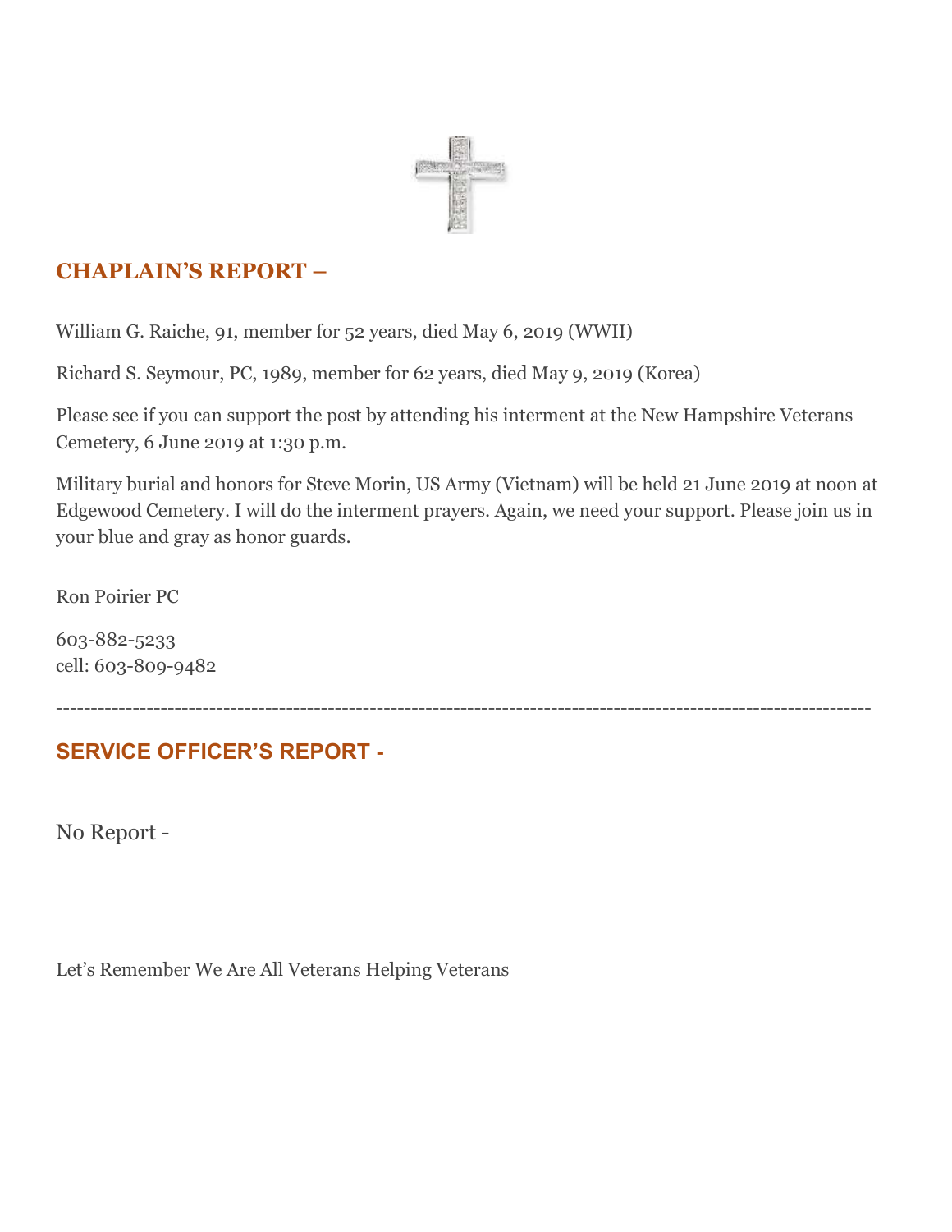## CHAPLAIN'S REPORT –

William G. Raiche, 91, member for 52 years, died May 6, 2019 (WWII)

Richard S. Seymour, PC, 1989, member for 62 years, died May 9, 2019 (Korea)

Please see if you can support the post by attending his interment at the New Hampshire Veterans Cemetery, 6 June 2019 at 1:30 p.m.

Military burial and honors for Steve Morin, US Army (Vietnam) will be held 21 June 2019 at noon at Edgewood Cemetery. I will do the interment prayers. Again, we need your support. Please join us in your blue and gray as honor guards.

Ron Poirier PC

603-882-5233
cell: 603-809-9482

---

## SERVICE OFFICER'S REPORT -

No Report -

Let's Remember We Are All Veterans Helping Veterans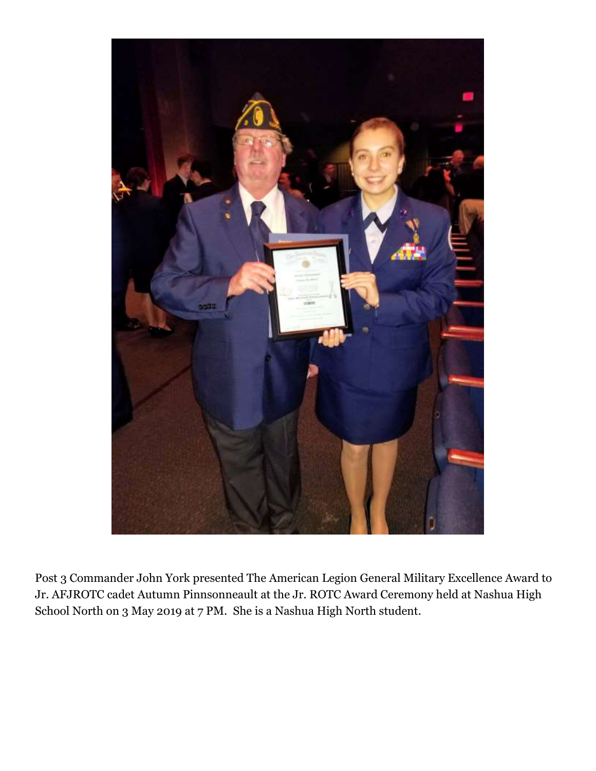Post 3 Commander John York presented The American Legion General Military Excellence Award to Jr. AFJROTC cadet Autumn Pinnsonneault at the Jr. ROTC Award Ceremony held at Nashua High School North on 3 May 2019 at 7 PM. She is a Nashua High North student.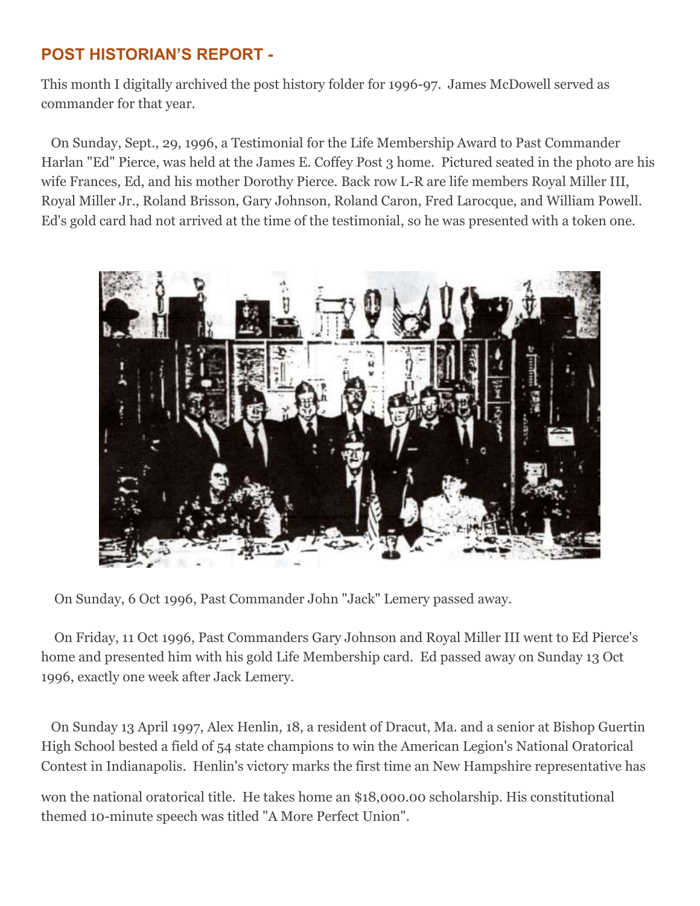## POST HISTORIAN'S REPORT -

This month I digitally archived the post history folder for 1996-97. James McDowell served as commander for that year.

On Sunday, Sept., 29, 1996, a Testimonial for the Life Membership Award to Past Commander Harlan "Ed" Pierce, was held at the James E. Coffey Post 3 home. Pictured seated in the photo are his wife Frances, Ed, and his mother Dorothy Pierce. Back row L-R are life members Royal Miller III, Royal Miller Jr., Roland Brisson, Gary Johnson, Roland Caron, Fred Larocque, and William Powell. Ed's gold card had not arrived at the time of the testimonial, so he was presented with a token one.

On Sunday, 6 Oct 1996, Past Commander John "Jack" Lemery passed away.

On Friday, 11 Oct 1996, Past Commanders Gary Johnson and Royal Miller III went to Ed Pierce's home and presented him with his gold Life Membership card. Ed passed away on Sunday 13 Oct 1996, exactly one week after Jack Lemery.

On Sunday 13 April 1997, Alex Henlin, 18, a resident of Dracut, Ma. and a senior at Bishop Guertin High School bested a field of 54 state champions to win the American Legion's National Oratorical Contest in Indianapolis. Henlin's victory marks the first time an New Hampshire representative has won the national oratorical title. He takes home an $18,000.00 scholarship. His constitutional themed 10-minute speech was titled "A More Perfect Union".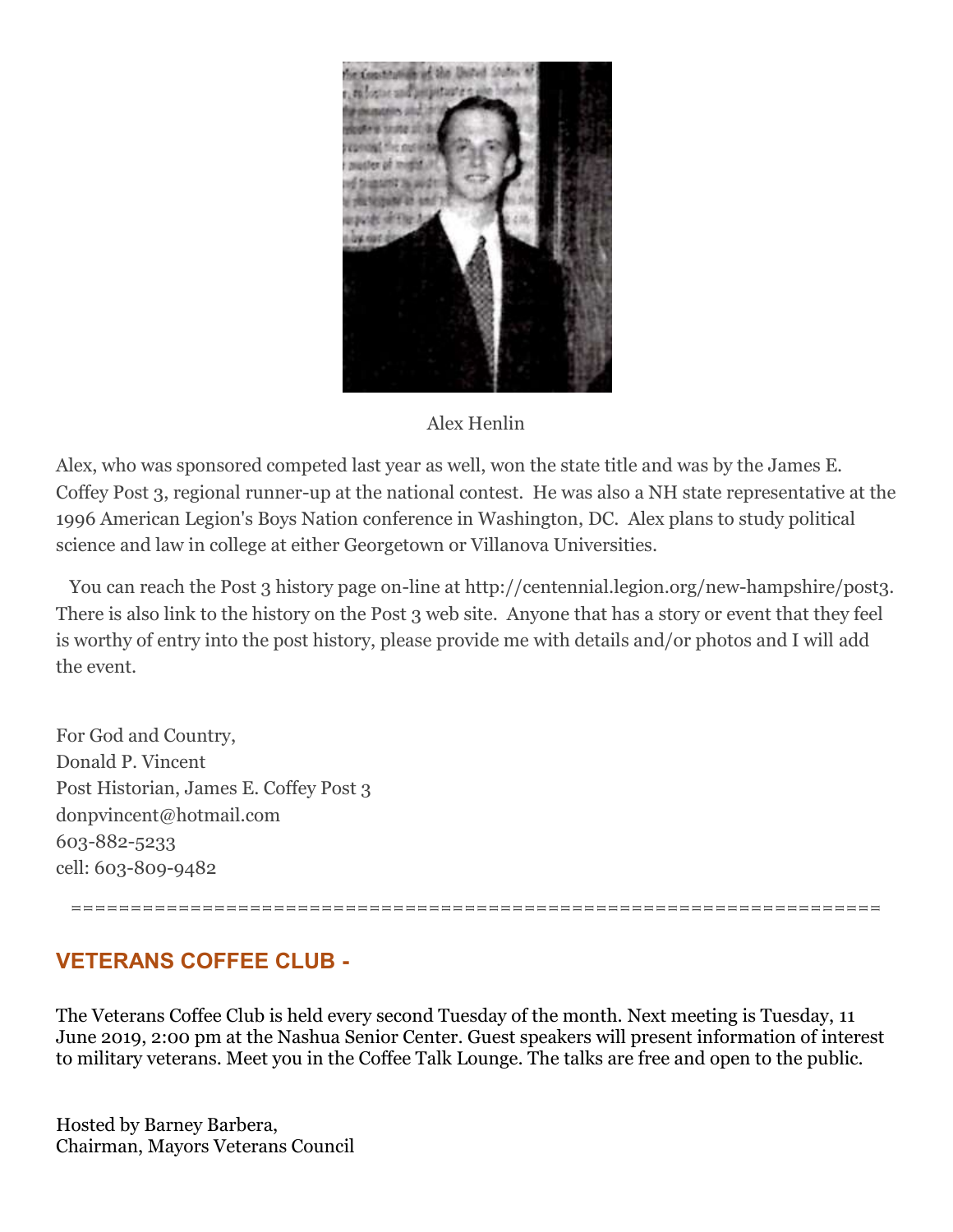Alex Henlin

Alex, who was sponsored competed last year as well, won the state title and was by the James E. Coffey Post 3, regional runner-up at the national contest. He was also a NH state representative at the 1996 American Legion's Boys Nation conference in Washington, DC. Alex plans to study political science and law in college at either Georgetown or Villanova Universities.

You can reach the Post 3 history page on-line at http://centennial.legion.org/new-hampshire/post3. There is also link to the history on the Post 3 web site. Anyone that has a story or event that they feel is worthy of entry into the post history, please provide me with details and/or photos and I will add the event.

For God and Country,
Donald P. Vincent
Post Historian, James E. Coffey Post 3
donpvincent@hotmail.com
603-882-5233
cell: 603-809-9482

====================================================================

## VETERANS COFFEE CLUB -

The Veterans Coffee Club is held every second Tuesday of the month. Next meeting is Tuesday, 11 June 2019, 2:00 pm at the Nashua Senior Center. Guest speakers will present information of interest to military veterans. Meet you in the Coffee Talk Lounge. The talks are free and open to the public.

Hosted by Barney Barbera,
Chairman, Mayors Veterans Council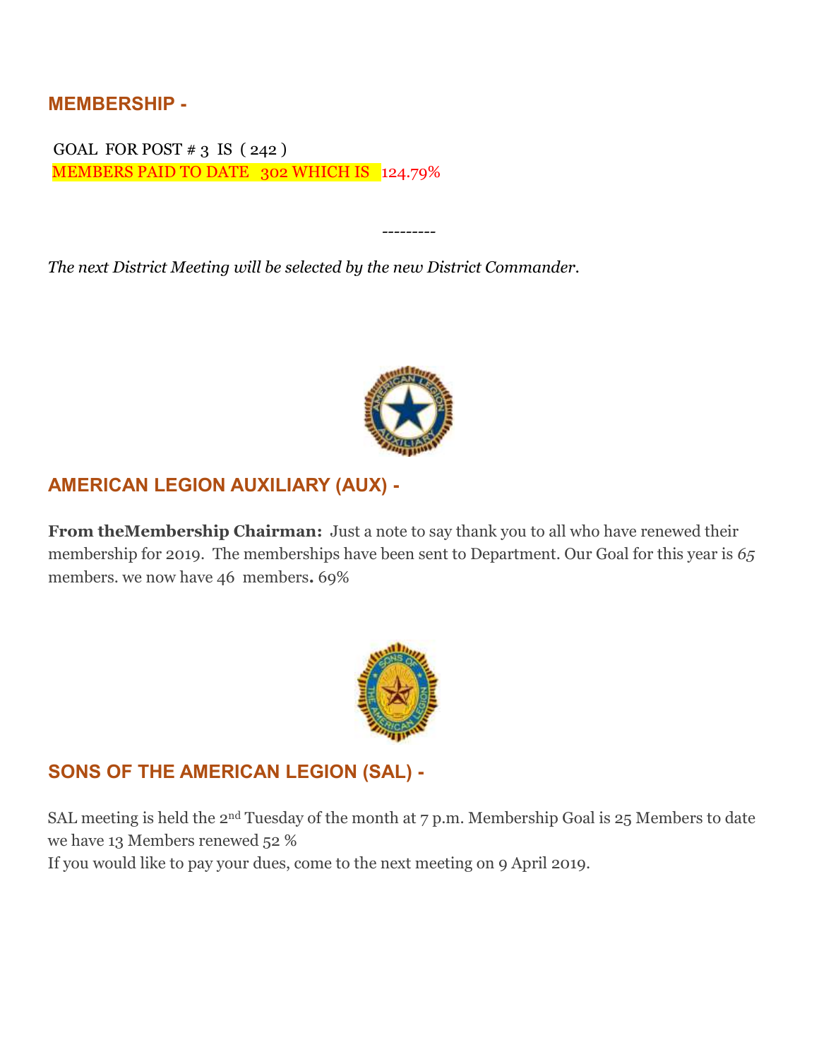## MEMBERSHIP -

GOAL FOR POST # 3 IS ( 242 )
MEMBERS PAID TO DATE 302 WHICH IS 124.79%

---------

*The next District Meeting will be selected by the new District Commander.*

## AMERICAN LEGION AUXILIARY (AUX) -

**From theMembership Chairman:** Just a note to say thank you to all who have renewed their membership for 2019. The memberships have been sent to Department. Our Goal for this year is *65* members. we now have 46 members**.** 69%

## SONS OF THE AMERICAN LEGION (SAL) -

SAL meeting is held the 2nd Tuesday of the month at 7 p.m. Membership Goal is 25 Members to date we have 13 Members renewed 52 %
If you would like to pay your dues, come to the next meeting on 9 April 2019.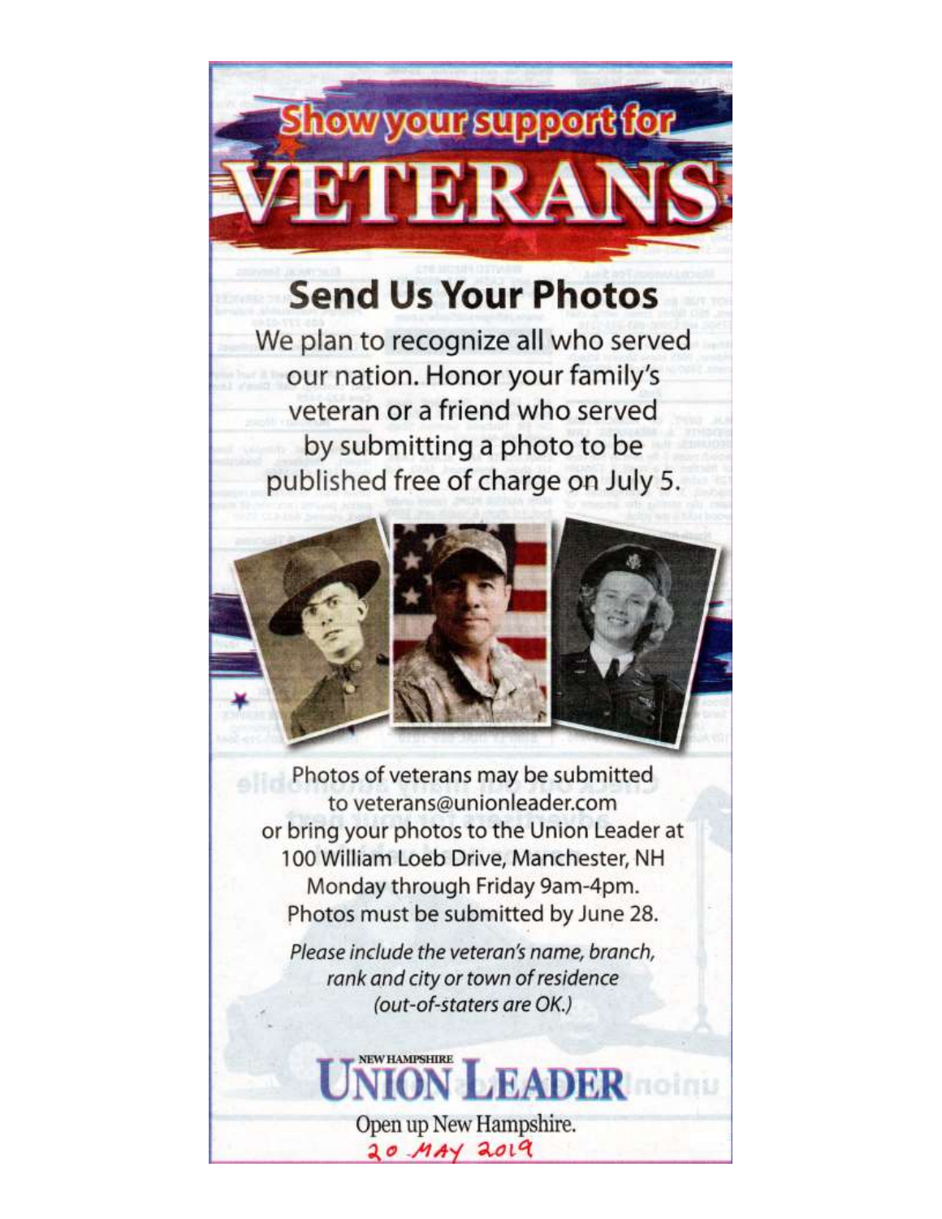# Show your support for VETERANS

## Send Us Your Photos

We plan to recognize all who served our nation. Honor your family's veteran or a friend who served by submitting a photo to be published free of charge on July 5.

Photos of veterans may be submitted to veterans@unionleader.com or bring your photos to the Union Leader at 100 William Loeb Drive, Manchester, NH Monday through Friday 9am-4pm. Photos must be submitted by June 28.

*Please include the veteran's name, branch, rank and city or town of residence (out-of-staters are OK.)*

NEW HAMPSHIRE UNION LEADER

Open up New Hampshire.

20 MAY 2019